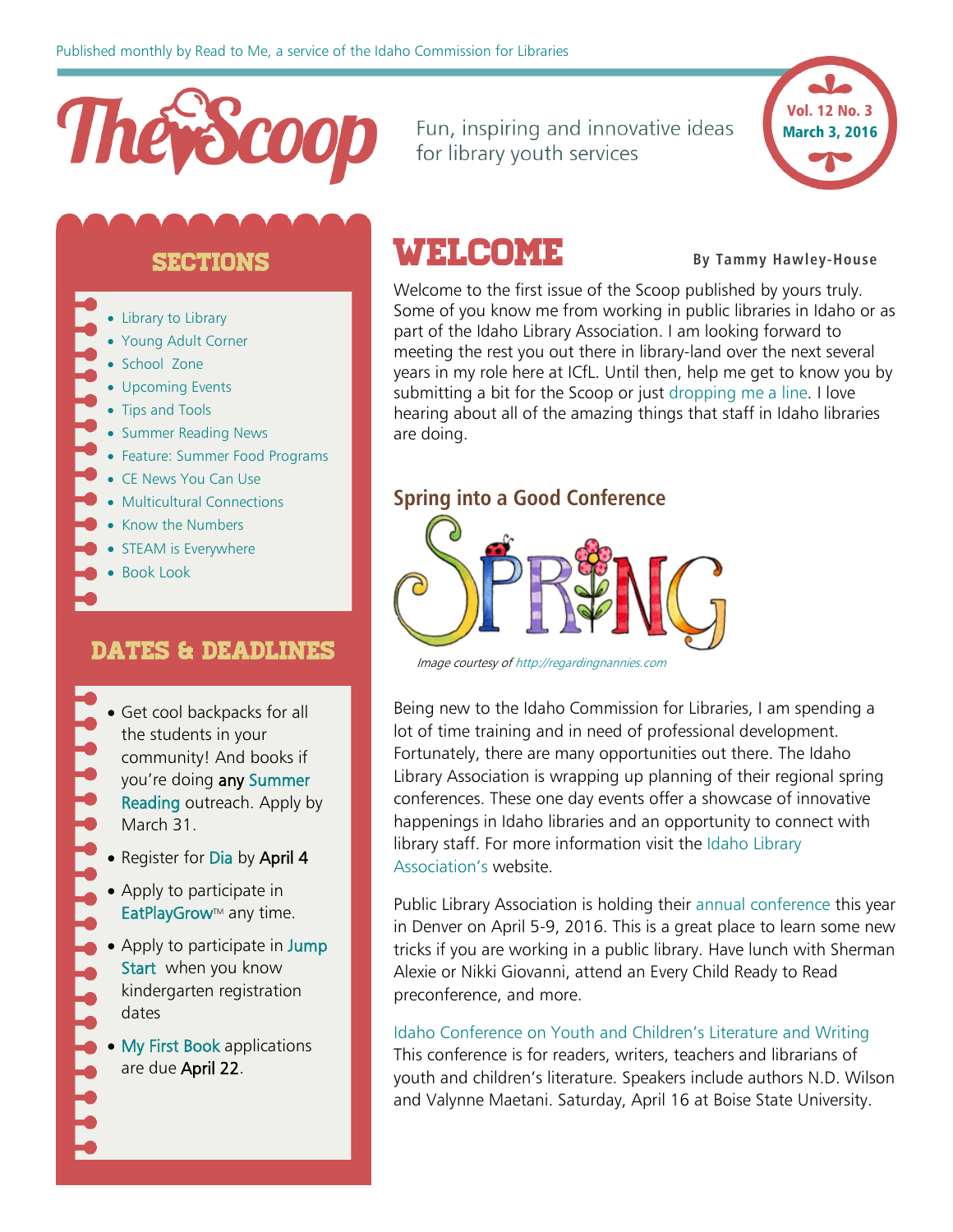Published monthly by Read to Me, a service of the Idaho Commission for Libraries

# The Scoop

Fun, inspiring and innovative ideas for library youth services

Vol. 12 No. 3
March 3, 2016

## SECTIONS

- Library to Library
- Young Adult Corner
- School Zone
- Upcoming Events
- Tips and Tools
- Summer Reading News
- Feature: Summer Food Programs
- CE News You Can Use
- Multicultural Connections
- Know the Numbers
- STEAM is Everywhere
- Book Look

## DATES & DEADLINES

- Get cool backpacks for all the students in your community! And books if you're doing **any** Summer Reading outreach. Apply by March 31.
- Register for Dia by **April 4**
- Apply to participate in EatPlayGrow™ any time.
- Apply to participate in Jump Start when you know kindergarten registration dates
- My First Book applications are due **April 22**.

## WELCOME

**By Tammy Hawley-House**

Welcome to the first issue of the Scoop published by yours truly. Some of you know me from working in public libraries in Idaho or as part of the Idaho Library Association. I am looking forward to meeting the rest you out there in library-land over the next several years in my role here at ICfL. Until then, help me get to know you by submitting a bit for the Scoop or just dropping me a line. I love hearing about all of the amazing things that staff in Idaho libraries are doing.

### Spring into a Good Conference

*Image courtesy of http://regardingnannies.com*

Being new to the Idaho Commission for Libraries, I am spending a lot of time training and in need of professional development. Fortunately, there are many opportunities out there. The Idaho Library Association is wrapping up planning of their regional spring conferences. These one day events offer a showcase of innovative happenings in Idaho libraries and an opportunity to connect with library staff. For more information visit the Idaho Library Association's website.

Public Library Association is holding their annual conference this year in Denver on April 5-9, 2016. This is a great place to learn some new tricks if you are working in a public library. Have lunch with Sherman Alexie or Nikki Giovanni, attend an Every Child Ready to Read preconference, and more.

Idaho Conference on Youth and Children's Literature and Writing
This conference is for readers, writers, teachers and librarians of youth and children's literature. Speakers include authors N.D. Wilson and Valynne Maetani. Saturday, April 16 at Boise State University.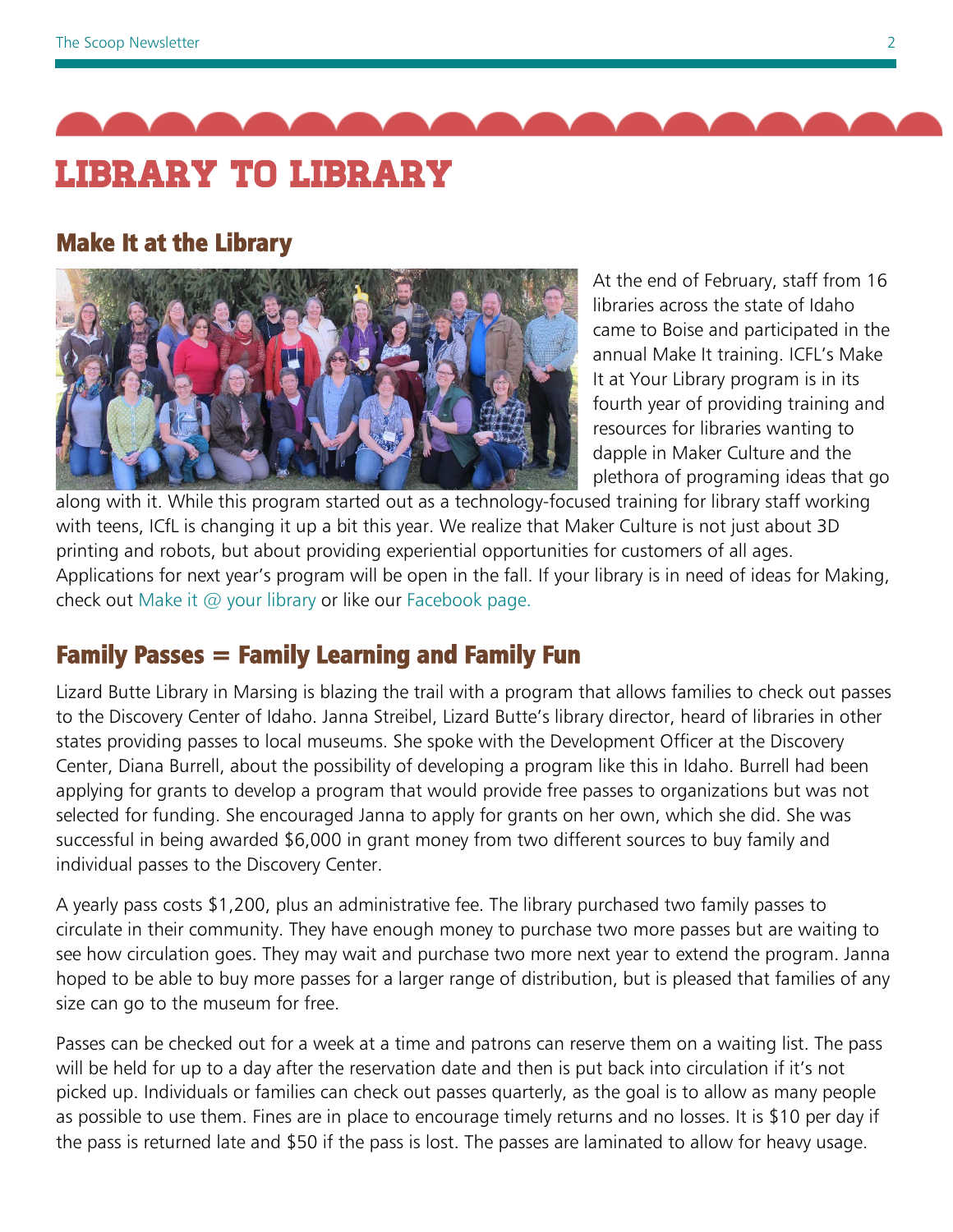# LIBRARY TO LIBRARY

## Make It at the Library

At the end of February, staff from 16 libraries across the state of Idaho came to Boise and participated in the annual Make It training. ICFL's Make It at Your Library program is in its fourth year of providing training and resources for libraries wanting to dapple in Maker Culture and the plethora of programing ideas that go along with it. While this program started out as a technology-focused training for library staff working with teens, ICfL is changing it up a bit this year. We realize that Maker Culture is not just about 3D printing and robots, but about providing experiential opportunities for customers of all ages. Applications for next year's program will be open in the fall. If your library is in need of ideas for Making, check out Make it @ your library or like our Facebook page.

## Family Passes = Family Learning and Family Fun

Lizard Butte Library in Marsing is blazing the trail with a program that allows families to check out passes to the Discovery Center of Idaho. Janna Streibel, Lizard Butte's library director, heard of libraries in other states providing passes to local museums. She spoke with the Development Officer at the Discovery Center, Diana Burrell, about the possibility of developing a program like this in Idaho. Burrell had been applying for grants to develop a program that would provide free passes to organizations but was not selected for funding. She encouraged Janna to apply for grants on her own, which she did. She was successful in being awarded $6,000 in grant money from two different sources to buy family and individual passes to the Discovery Center.

A yearly pass costs $1,200, plus an administrative fee. The library purchased two family passes to circulate in their community. They have enough money to purchase two more passes but are waiting to see how circulation goes. They may wait and purchase two more next year to extend the program. Janna hoped to be able to buy more passes for a larger range of distribution, but is pleased that families of any size can go to the museum for free.

Passes can be checked out for a week at a time and patrons can reserve them on a waiting list. The pass will be held for up to a day after the reservation date and then is put back into circulation if it's not picked up. Individuals or families can check out passes quarterly, as the goal is to allow as many people as possible to use them. Fines are in place to encourage timely returns and no losses. It is $10 per day if the pass is returned late and $50 if the pass is lost. The passes are laminated to allow for heavy usage.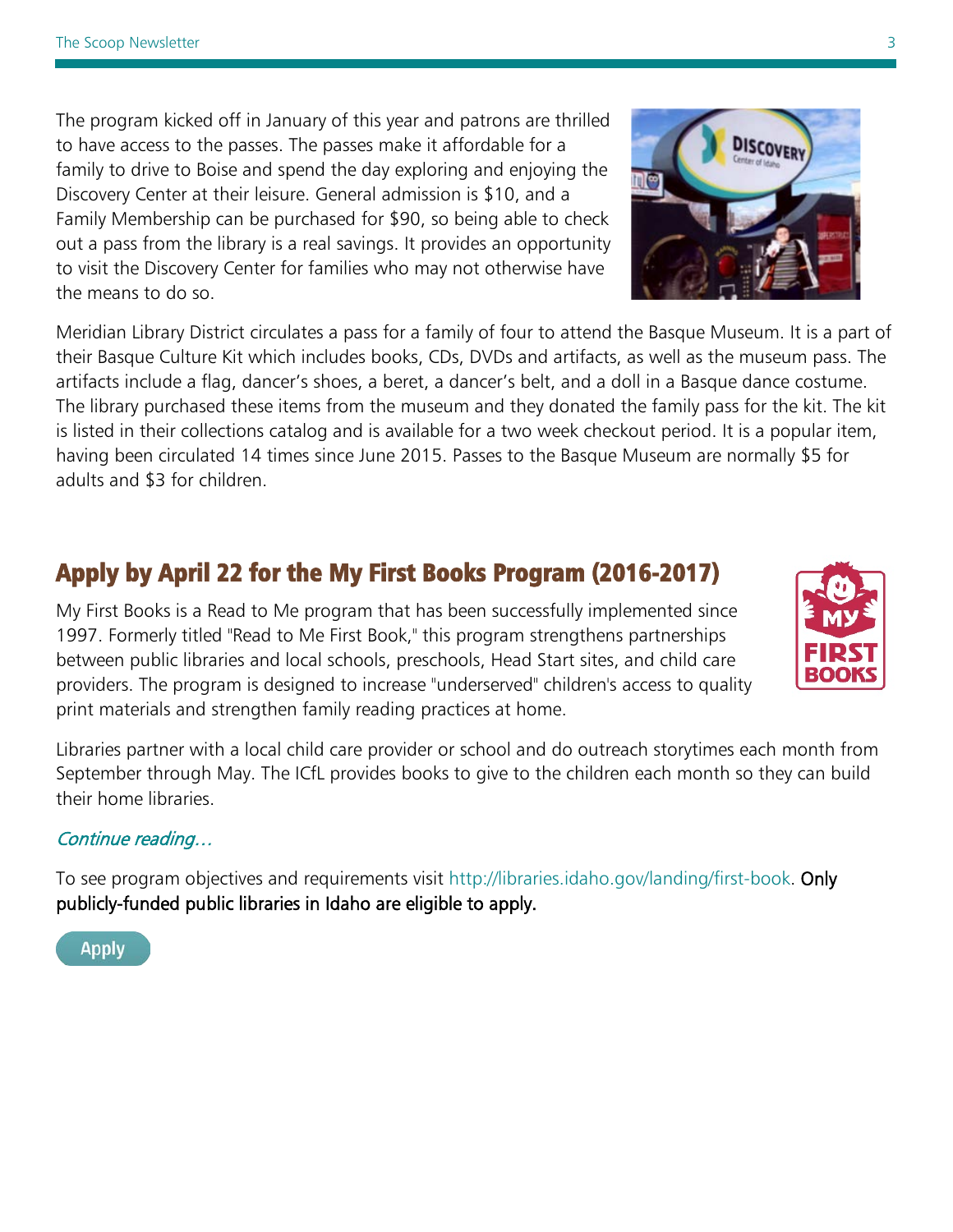The program kicked off in January of this year and patrons are thrilled to have access to the passes. The passes make it affordable for a family to drive to Boise and spend the day exploring and enjoying the Discovery Center at their leisure. General admission is $10, and a Family Membership can be purchased for $90, so being able to check out a pass from the library is a real savings. It provides an opportunity to visit the Discovery Center for families who may not otherwise have the means to do so.

Meridian Library District circulates a pass for a family of four to attend the Basque Museum. It is a part of their Basque Culture Kit which includes books, CDs, DVDs and artifacts, as well as the museum pass. The artifacts include a flag, dancer's shoes, a beret, a dancer's belt, and a doll in a Basque dance costume. The library purchased these items from the museum and they donated the family pass for the kit. The kit is listed in their collections catalog and is available for a two week checkout period. It is a popular item, having been circulated 14 times since June 2015. Passes to the Basque Museum are normally $5 for adults and $3 for children.

## Apply by April 22 for the My First Books Program (2016-2017)

My First Books is a Read to Me program that has been successfully implemented since 1997. Formerly titled "Read to Me First Book," this program strengthens partnerships between public libraries and local schools, preschools, Head Start sites, and child care providers. The program is designed to increase "underserved" children's access to quality print materials and strengthen family reading practices at home.

Libraries partner with a local child care provider or school and do outreach storytimes each month from September through May. The ICfL provides books to give to the children each month so they can build their home libraries.

*Continue reading…*

To see program objectives and requirements visit http://libraries.idaho.gov/landing/first-book. Only publicly-funded public libraries in Idaho are eligible to apply.

Apply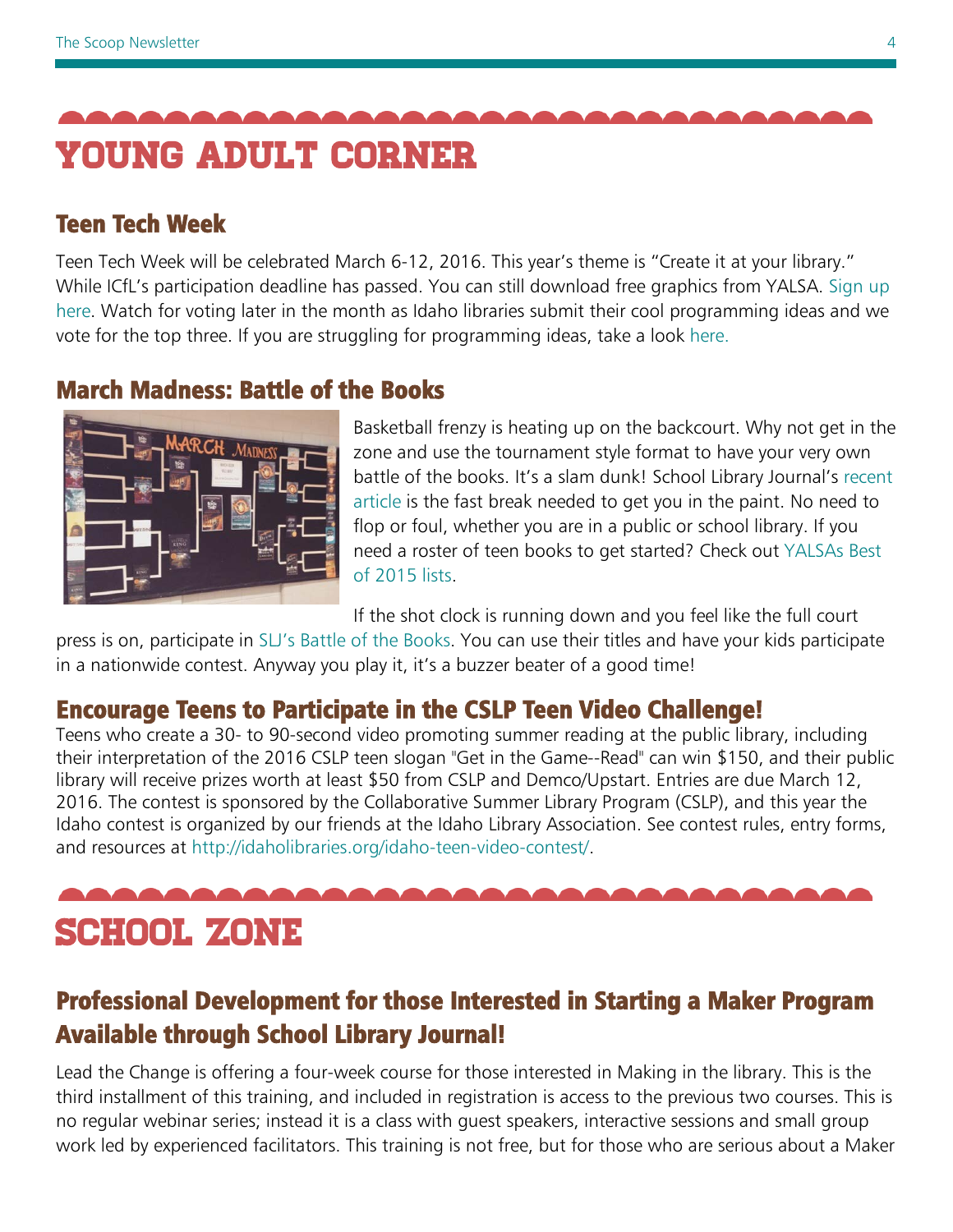# YOUNG ADULT CORNER

## Teen Tech Week

Teen Tech Week will be celebrated March 6-12, 2016. This year's theme is "Create it at your library." While ICfL's participation deadline has passed. You can still download free graphics from YALSA. Sign up here. Watch for voting later in the month as Idaho libraries submit their cool programming ideas and we vote for the top three. If you are struggling for programming ideas, take a look here.

## March Madness: Battle of the Books

Basketball frenzy is heating up on the backcourt. Why not get in the zone and use the tournament style format to have your very own battle of the books. It's a slam dunk! School Library Journal's recent article is the fast break needed to get you in the paint. No need to flop or foul, whether you are in a public or school library. If you need a roster of teen books to get started? Check out YALSAs Best of 2015 lists.

If the shot clock is running down and you feel like the full court press is on, participate in SLJ's Battle of the Books. You can use their titles and have your kids participate in a nationwide contest. Anyway you play it, it's a buzzer beater of a good time!

## Encourage Teens to Participate in the CSLP Teen Video Challenge!

Teens who create a 30- to 90-second video promoting summer reading at the public library, including their interpretation of the 2016 CSLP teen slogan "Get in the Game--Read" can win $150, and their public library will receive prizes worth at least $50 from CSLP and Demco/Upstart. Entries are due March 12, 2016. The contest is sponsored by the Collaborative Summer Library Program (CSLP), and this year the Idaho contest is organized by our friends at the Idaho Library Association. See contest rules, entry forms, and resources at http://idaholibraries.org/idaho-teen-video-contest/.

# SCHOOL ZONE

## Professional Development for those Interested in Starting a Maker Program Available through School Library Journal!

Lead the Change is offering a four-week course for those interested in Making in the library. This is the third installment of this training, and included in registration is access to the previous two courses. This is no regular webinar series; instead it is a class with guest speakers, interactive sessions and small group work led by experienced facilitators. This training is not free, but for those who are serious about a Maker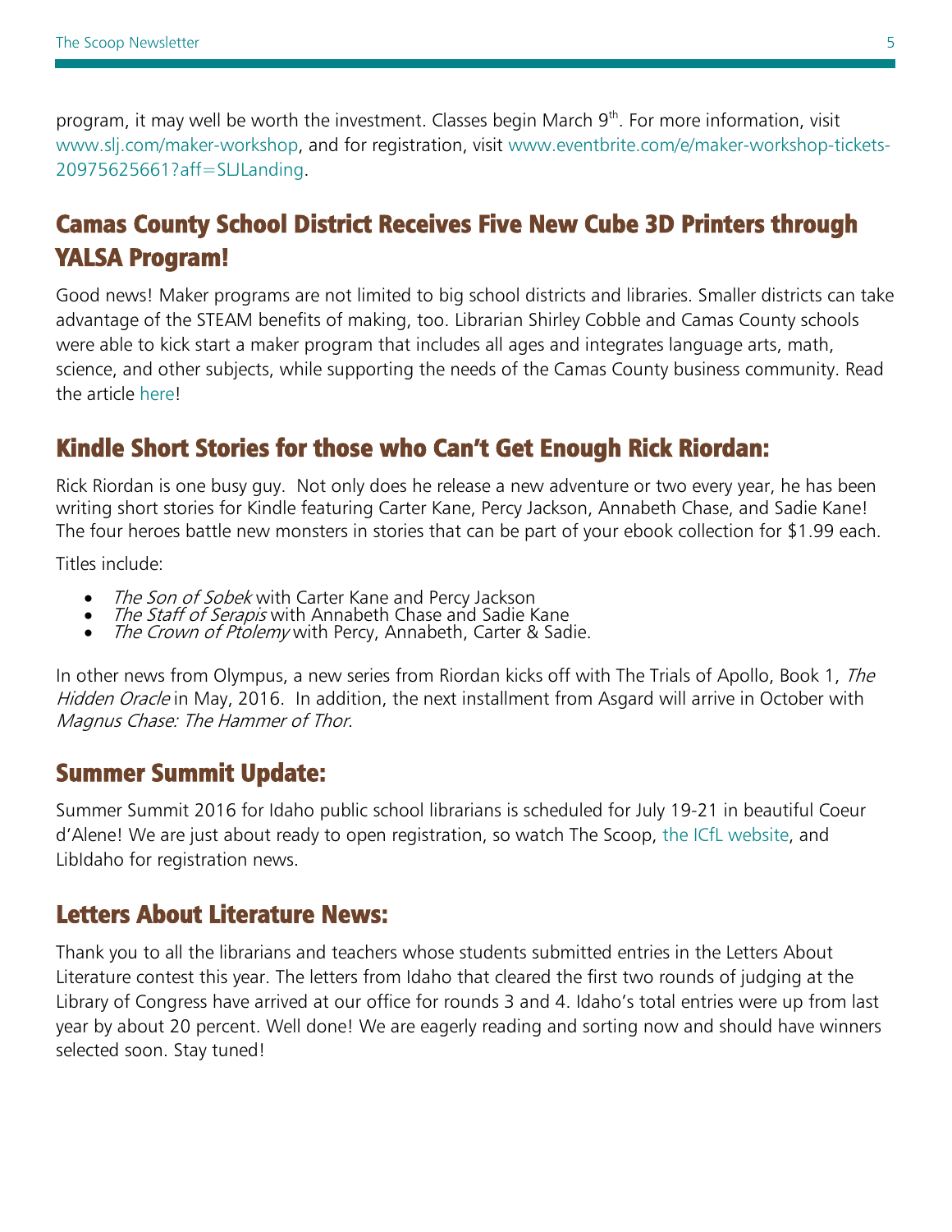program, it may well be worth the investment. Classes begin March 9th. For more information, visit www.slj.com/maker-workshop, and for registration, visit www.eventbrite.com/e/maker-workshop-tickets-20975625661?aff=SLJLanding.

## Camas County School District Receives Five New Cube 3D Printers through YALSA Program!

Good news! Maker programs are not limited to big school districts and libraries. Smaller districts can take advantage of the STEAM benefits of making, too. Librarian Shirley Cobble and Camas County schools were able to kick start a maker program that includes all ages and integrates language arts, math, science, and other subjects, while supporting the needs of the Camas County business community. Read the article here!

## Kindle Short Stories for those who Can't Get Enough Rick Riordan:

Rick Riordan is one busy guy. Not only does he release a new adventure or two every year, he has been writing short stories for Kindle featuring Carter Kane, Percy Jackson, Annabeth Chase, and Sadie Kane! The four heroes battle new monsters in stories that can be part of your ebook collection for $1.99 each.

Titles include:

- *The Son of Sobek* with Carter Kane and Percy Jackson
- *The Staff of Serapis* with Annabeth Chase and Sadie Kane
- *The Crown of Ptolemy* with Percy, Annabeth, Carter & Sadie.

In other news from Olympus, a new series from Riordan kicks off with The Trials of Apollo, Book 1, *The Hidden Oracle* in May, 2016. In addition, the next installment from Asgard will arrive in October with *Magnus Chase: The Hammer of Thor*.

## Summer Summit Update:

Summer Summit 2016 for Idaho public school librarians is scheduled for July 19-21 in beautiful Coeur d'Alene! We are just about ready to open registration, so watch The Scoop, the ICfL website, and LibIdaho for registration news.

## Letters About Literature News:

Thank you to all the librarians and teachers whose students submitted entries in the Letters About Literature contest this year. The letters from Idaho that cleared the first two rounds of judging at the Library of Congress have arrived at our office for rounds 3 and 4. Idaho's total entries were up from last year by about 20 percent. Well done! We are eagerly reading and sorting now and should have winners selected soon. Stay tuned!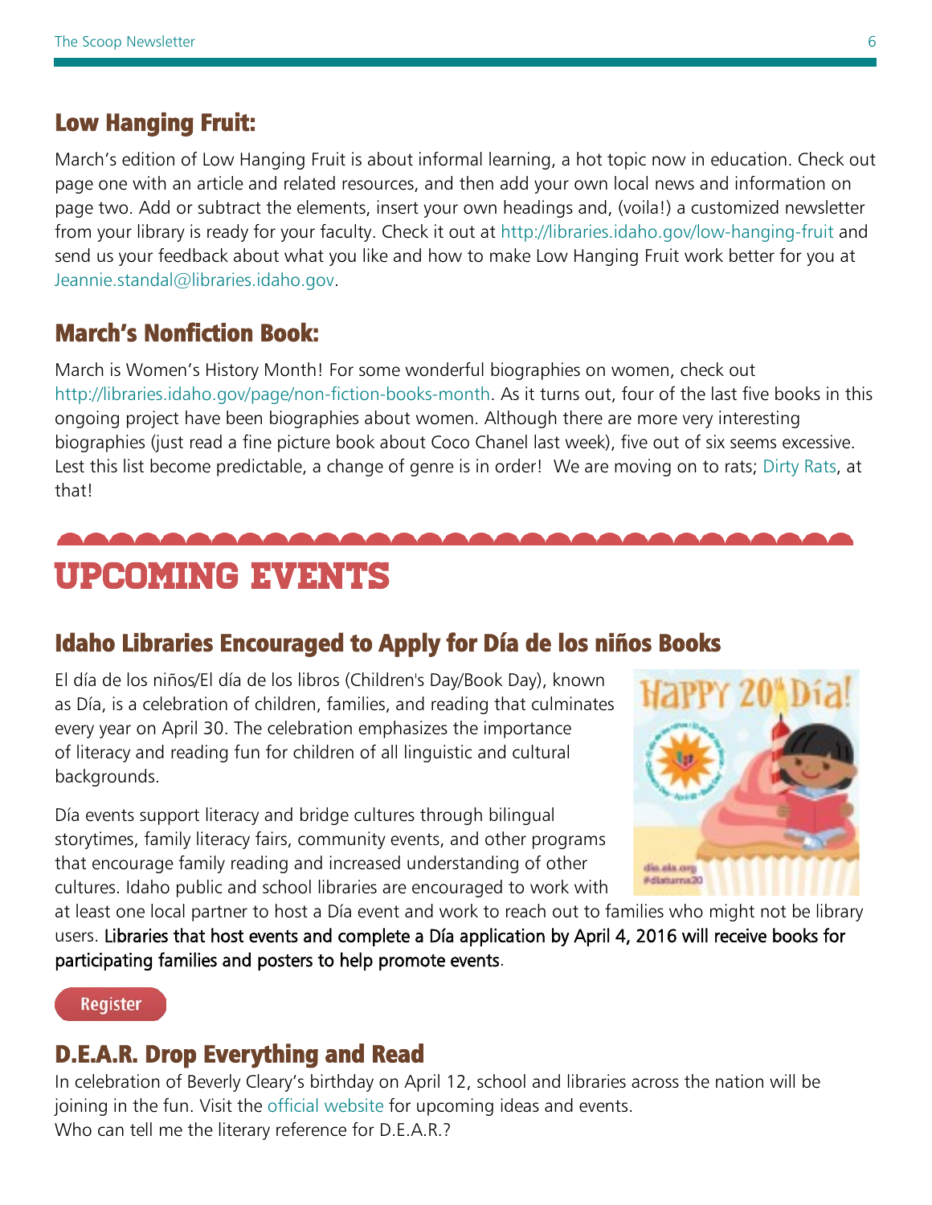## Low Hanging Fruit:

March's edition of Low Hanging Fruit is about informal learning, a hot topic now in education. Check out page one with an article and related resources, and then add your own local news and information on page two. Add or subtract the elements, insert your own headings and, (voila!) a customized newsletter from your library is ready for your faculty. Check it out at http://libraries.idaho.gov/low-hanging-fruit and send us your feedback about what you like and how to make Low Hanging Fruit work better for you at Jeannie.standal@libraries.idaho.gov.

## March's Nonfiction Book:

March is Women's History Month! For some wonderful biographies on women, check out http://libraries.idaho.gov/page/non-fiction-books-month. As it turns out, four of the last five books in this ongoing project have been biographies about women. Although there are more very interesting biographies (just read a fine picture book about Coco Chanel last week), five out of six seems excessive. Lest this list become predictable, a change of genre is in order! We are moving on to rats; Dirty Rats, at that!

# UPCOMING EVENTS

## Idaho Libraries Encouraged to Apply for Día de los niños Books

El día de los niños/El día de los libros (Children's Day/Book Day), known as Día, is a celebration of children, families, and reading that culminates every year on April 30. The celebration emphasizes the importance of literacy and reading fun for children of all linguistic and cultural backgrounds.

Día events support literacy and bridge cultures through bilingual storytimes, family literacy fairs, community events, and other programs that encourage family reading and increased understanding of other cultures. Idaho public and school libraries are encouraged to work with at least one local partner to host a Día event and work to reach out to families who might not be library users. Libraries that host events and complete a Día application by April 4, 2016 will receive books for participating families and posters to help promote events.

Register

## D.E.A.R. Drop Everything and Read

In celebration of Beverly Cleary's birthday on April 12, school and libraries across the nation will be joining in the fun. Visit the official website for upcoming ideas and events.
Who can tell me the literary reference for D.E.A.R.?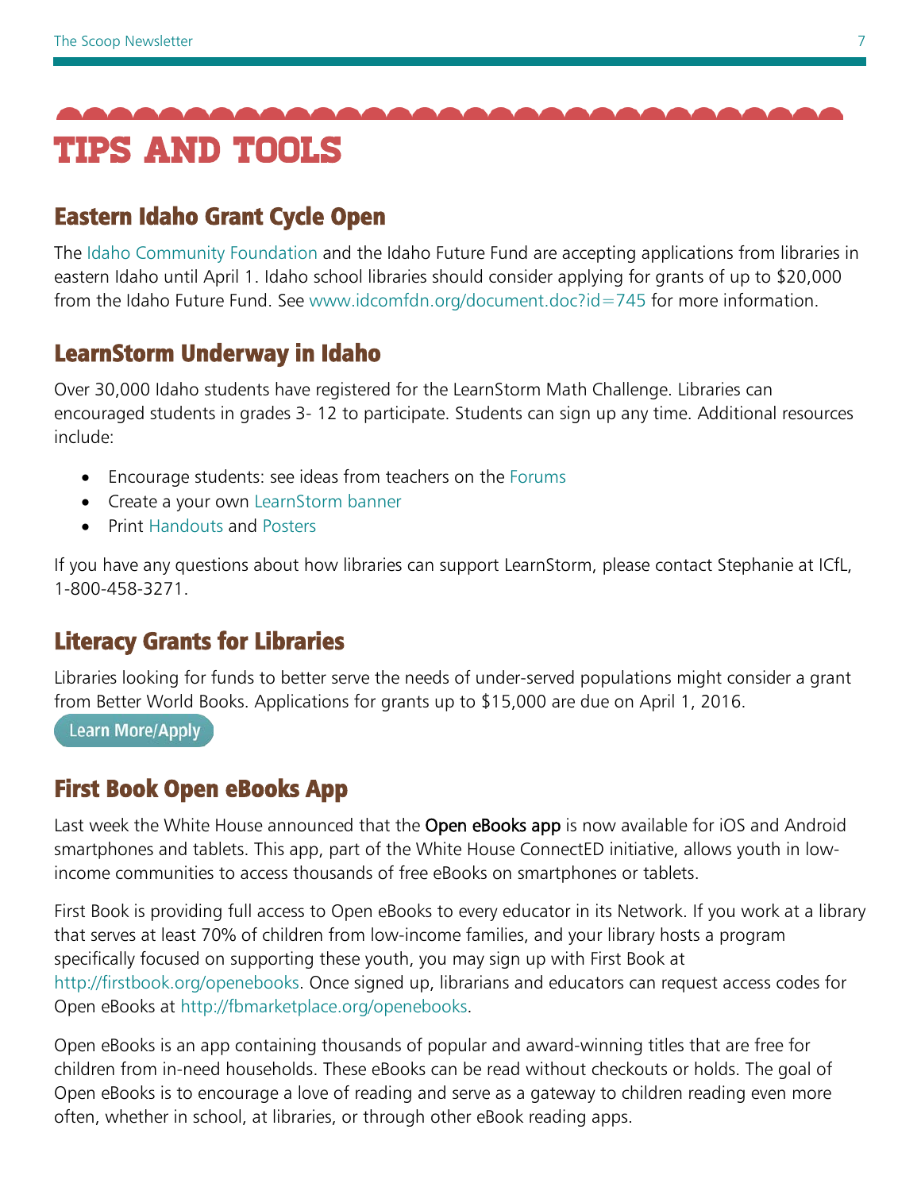# TIPS AND TOOLS

## Eastern Idaho Grant Cycle Open

The Idaho Community Foundation and the Idaho Future Fund are accepting applications from libraries in eastern Idaho until April 1. Idaho school libraries should consider applying for grants of up to $20,000 from the Idaho Future Fund. See www.idcomfdn.org/document.doc?id=745 for more information.

## LearnStorm Underway in Idaho

Over 30,000 Idaho students have registered for the LearnStorm Math Challenge. Libraries can encouraged students in grades 3- 12 to participate. Students can sign up any time. Additional resources include:

- Encourage students: see ideas from teachers on the Forums
- Create a your own LearnStorm banner
- Print Handouts and Posters

If you have any questions about how libraries can support LearnStorm, please contact Stephanie at ICfL, 1-800-458-3271.

## Literacy Grants for Libraries

Libraries looking for funds to better serve the needs of under-served populations might consider a grant from Better World Books. Applications for grants up to $15,000 are due on April 1, 2016.

Learn More/Apply

## First Book Open eBooks App

Last week the White House announced that the **Open eBooks app** is now available for iOS and Android smartphones and tablets. This app, part of the White House ConnectED initiative, allows youth in low-income communities to access thousands of free eBooks on smartphones or tablets.

First Book is providing full access to Open eBooks to every educator in its Network. If you work at a library that serves at least 70% of children from low-income families, and your library hosts a program specifically focused on supporting these youth, you may sign up with First Book at http://firstbook.org/openebooks. Once signed up, librarians and educators can request access codes for Open eBooks at http://fbmarketplace.org/openebooks.

Open eBooks is an app containing thousands of popular and award-winning titles that are free for children from in-need households. These eBooks can be read without checkouts or holds. The goal of Open eBooks is to encourage a love of reading and serve as a gateway to children reading even more often, whether in school, at libraries, or through other eBook reading apps.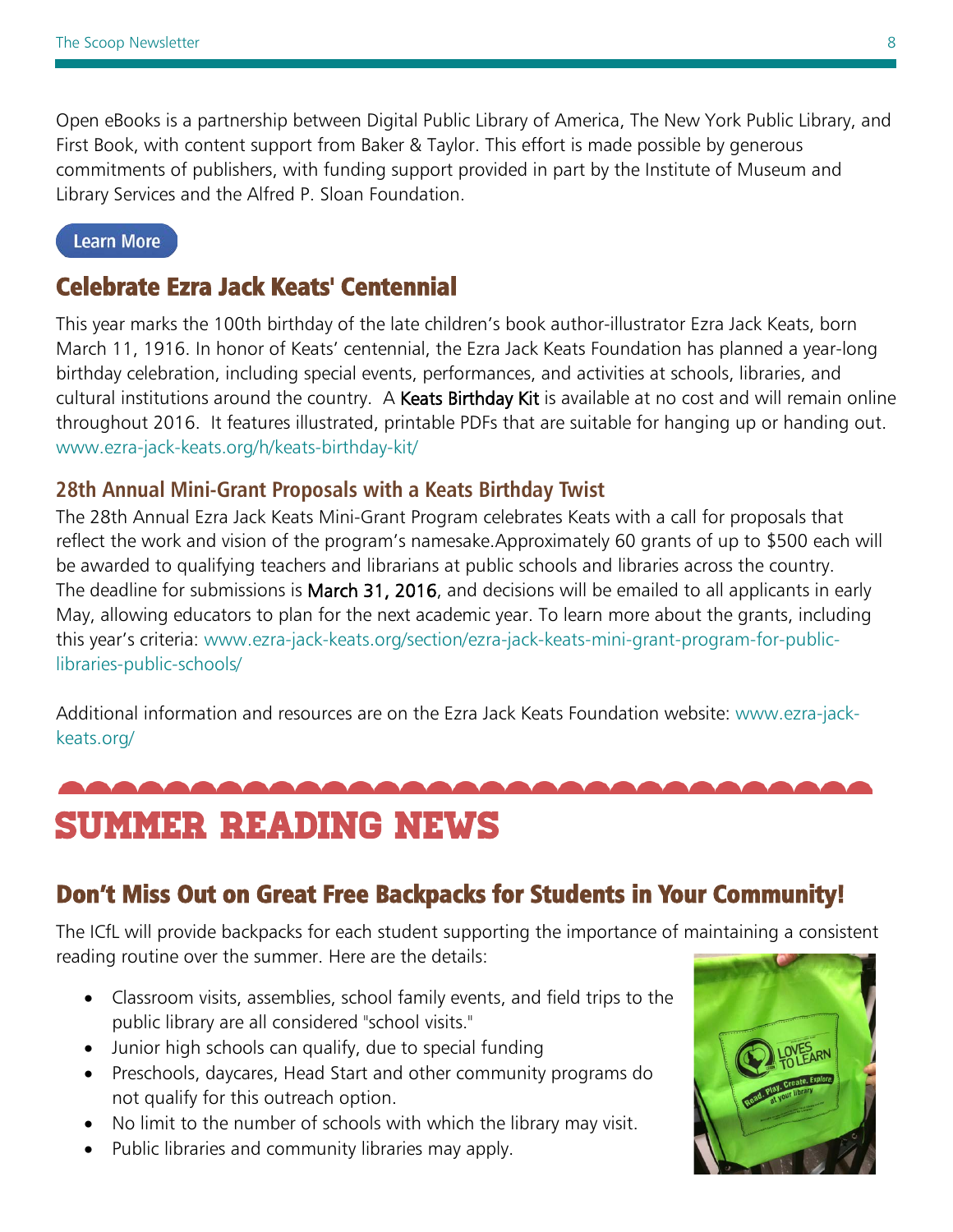Open eBooks is a partnership between Digital Public Library of America, The New York Public Library, and First Book, with content support from Baker & Taylor. This effort is made possible by generous commitments of publishers, with funding support provided in part by the Institute of Museum and Library Services and the Alfred P. Sloan Foundation.

Learn More

## Celebrate Ezra Jack Keats' Centennial

This year marks the 100th birthday of the late children's book author-illustrator Ezra Jack Keats, born March 11, 1916. In honor of Keats' centennial, the Ezra Jack Keats Foundation has planned a year-long birthday celebration, including special events, performances, and activities at schools, libraries, and cultural institutions around the country. A Keats Birthday Kit is available at no cost and will remain online throughout 2016. It features illustrated, printable PDFs that are suitable for hanging up or handing out. www.ezra-jack-keats.org/h/keats-birthday-kit/

### 28th Annual Mini-Grant Proposals with a Keats Birthday Twist

The 28th Annual Ezra Jack Keats Mini-Grant Program celebrates Keats with a call for proposals that reflect the work and vision of the program's namesake.Approximately 60 grants of up to $500 each will be awarded to qualifying teachers and librarians at public schools and libraries across the country. The deadline for submissions is March 31, 2016, and decisions will be emailed to all applicants in early May, allowing educators to plan for the next academic year. To learn more about the grants, including this year's criteria: www.ezra-jack-keats.org/section/ezra-jack-keats-mini-grant-program-for-public-libraries-public-schools/

Additional information and resources are on the Ezra Jack Keats Foundation website: www.ezra-jack-keats.org/

# SUMMER READING NEWS

## Don't Miss Out on Great Free Backpacks for Students in Your Community!

The ICfL will provide backpacks for each student supporting the importance of maintaining a consistent reading routine over the summer. Here are the details:

- Classroom visits, assemblies, school family events, and field trips to the public library are all considered "school visits."
- Junior high schools can qualify, due to special funding
- Preschools, daycares, Head Start and other community programs do not qualify for this outreach option.
- No limit to the number of schools with which the library may visit.
- Public libraries and community libraries may apply.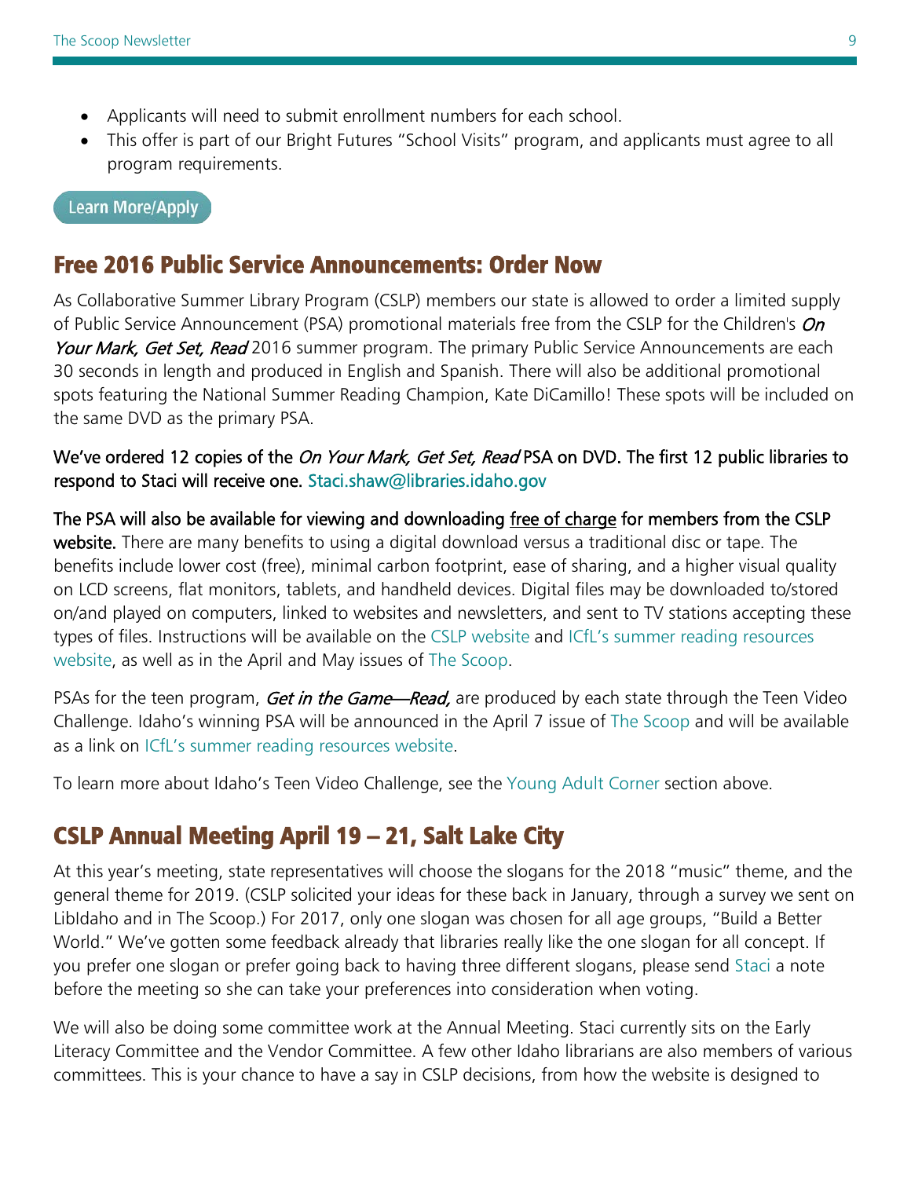- Applicants will need to submit enrollment numbers for each school.
- This offer is part of our Bright Futures "School Visits" program, and applicants must agree to all program requirements.

Learn More/Apply

## Free 2016 Public Service Announcements: Order Now

As Collaborative Summer Library Program (CSLP) members our state is allowed to order a limited supply of Public Service Announcement (PSA) promotional materials free from the CSLP for the Children's *On Your Mark, Get Set, Read* 2016 summer program. The primary Public Service Announcements are each 30 seconds in length and produced in English and Spanish. There will also be additional promotional spots featuring the National Summer Reading Champion, Kate DiCamillo! These spots will be included on the same DVD as the primary PSA.

**We've ordered 12 copies of the *On Your Mark, Get Set, Read* PSA on DVD. The first 12 public libraries to respond to Staci will receive one.** Staci.shaw@libraries.idaho.gov

**The PSA will also be available for viewing and downloading free of charge for members from the CSLP website.** There are many benefits to using a digital download versus a traditional disc or tape. The benefits include lower cost (free), minimal carbon footprint, ease of sharing, and a higher visual quality on LCD screens, flat monitors, tablets, and handheld devices. Digital files may be downloaded to/stored on/and played on computers, linked to websites and newsletters, and sent to TV stations accepting these types of files. Instructions will be available on the CSLP website and ICfL's summer reading resources website, as well as in the April and May issues of The Scoop.

PSAs for the teen program, *Get in the Game—Read,* are produced by each state through the Teen Video Challenge. Idaho's winning PSA will be announced in the April 7 issue of The Scoop and will be available as a link on ICfL's summer reading resources website.

To learn more about Idaho's Teen Video Challenge, see the Young Adult Corner section above.

## CSLP Annual Meeting April 19 – 21, Salt Lake City

At this year's meeting, state representatives will choose the slogans for the 2018 "music" theme, and the general theme for 2019. (CSLP solicited your ideas for these back in January, through a survey we sent on LibIdaho and in The Scoop.) For 2017, only one slogan was chosen for all age groups, "Build a Better World." We've gotten some feedback already that libraries really like the one slogan for all concept. If you prefer one slogan or prefer going back to having three different slogans, please send Staci a note before the meeting so she can take your preferences into consideration when voting.

We will also be doing some committee work at the Annual Meeting. Staci currently sits on the Early Literacy Committee and the Vendor Committee. A few other Idaho librarians are also members of various committees. This is your chance to have a say in CSLP decisions, from how the website is designed to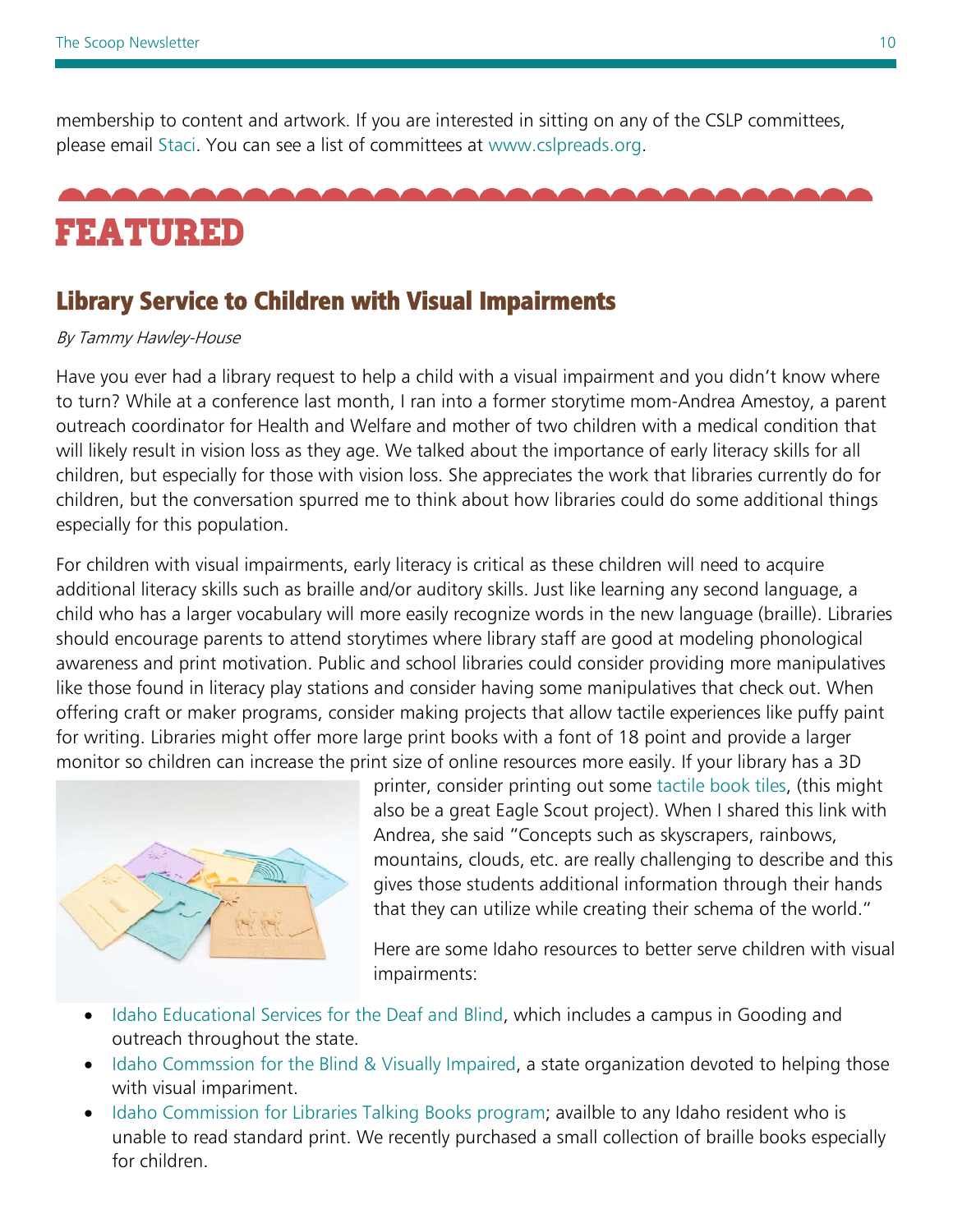membership to content and artwork. If you are interested in sitting on any of the CSLP committees, please email Staci. You can see a list of committees at www.cslpreads.org.

# FEATURED

## Library Service to Children with Visual Impairments

*By Tammy Hawley-House*

Have you ever had a library request to help a child with a visual impairment and you didn't know where to turn? While at a conference last month, I ran into a former storytime mom-Andrea Amestoy, a parent outreach coordinator for Health and Welfare and mother of two children with a medical condition that will likely result in vision loss as they age. We talked about the importance of early literacy skills for all children, but especially for those with vision loss. She appreciates the work that libraries currently do for children, but the conversation spurred me to think about how libraries could do some additional things especially for this population.

For children with visual impairments, early literacy is critical as these children will need to acquire additional literacy skills such as braille and/or auditory skills. Just like learning any second language, a child who has a larger vocabulary will more easily recognize words in the new language (braille). Libraries should encourage parents to attend storytimes where library staff are good at modeling phonological awareness and print motivation. Public and school libraries could consider providing more manipulatives like those found in literacy play stations and consider having some manipulatives that check out. When offering craft or maker programs, consider making projects that allow tactile experiences like puffy paint for writing. Libraries might offer more large print books with a font of 18 point and provide a larger monitor so children can increase the print size of online resources more easily. If your library has a 3D printer, consider printing out some tactile book tiles, (this might also be a great Eagle Scout project). When I shared this link with Andrea, she said "Concepts such as skyscrapers, rainbows, mountains, clouds, etc. are really challenging to describe and this gives those students additional information through their hands that they can utilize while creating their schema of the world."

Here are some Idaho resources to better serve children with visual impairments:

- Idaho Educational Services for the Deaf and Blind, which includes a campus in Gooding and outreach throughout the state.
- Idaho Commssion for the Blind & Visually Impaired, a state organization devoted to helping those with visual impariment.
- Idaho Commission for Libraries Talking Books program; availble to any Idaho resident who is unable to read standard print. We recently purchased a small collection of braille books especially for children.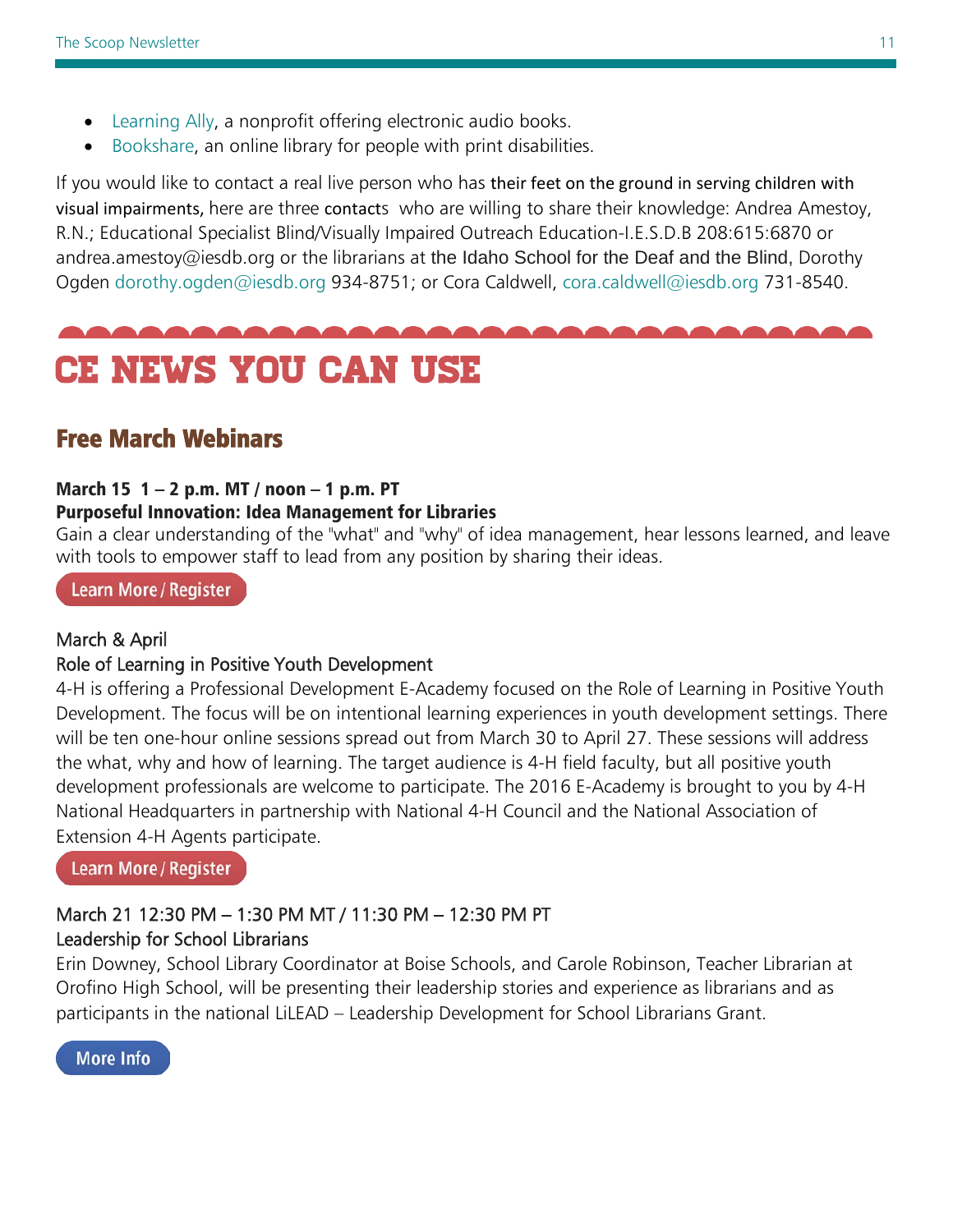- Learning Ally, a nonprofit offering electronic audio books.
- Bookshare, an online library for people with print disabilities.

If you would like to contact a real live person who has their feet on the ground in serving children with visual impairments, here are three contacts who are willing to share their knowledge: Andrea Amestoy, R.N.; Educational Specialist Blind/Visually Impaired Outreach Education-I.E.S.D.B 208:615:6870 or andrea.amestoy@iesdb.org or the librarians at the Idaho School for the Deaf and the Blind, Dorothy Ogden dorothy.ogden@iesdb.org 934-8751; or Cora Caldwell, cora.caldwell@iesdb.org 731-8540.

# CE NEWS YOU CAN USE

## Free March Webinars

**March 15 1 – 2 p.m. MT / noon – 1 p.m. PT**
**Purposeful Innovation: Idea Management for Libraries**
Gain a clear understanding of the "what" and "why" of idea management, hear lessons learned, and leave with tools to empower staff to lead from any position by sharing their ideas.

Learn More / Register

March & April
Role of Learning in Positive Youth Development
4-H is offering a Professional Development E-Academy focused on the Role of Learning in Positive Youth Development. The focus will be on intentional learning experiences in youth development settings. There will be ten one-hour online sessions spread out from March 30 to April 27. These sessions will address the what, why and how of learning. The target audience is 4-H field faculty, but all positive youth development professionals are welcome to participate. The 2016 E-Academy is brought to you by 4-H National Headquarters in partnership with National 4-H Council and the National Association of Extension 4-H Agents participate.

Learn More / Register

March 21 12:30 PM – 1:30 PM MT / 11:30 PM – 12:30 PM PT
Leadership for School Librarians
Erin Downey, School Library Coordinator at Boise Schools, and Carole Robinson, Teacher Librarian at Orofino High School, will be presenting their leadership stories and experience as librarians and as participants in the national LiLEAD – Leadership Development for School Librarians Grant.

More Info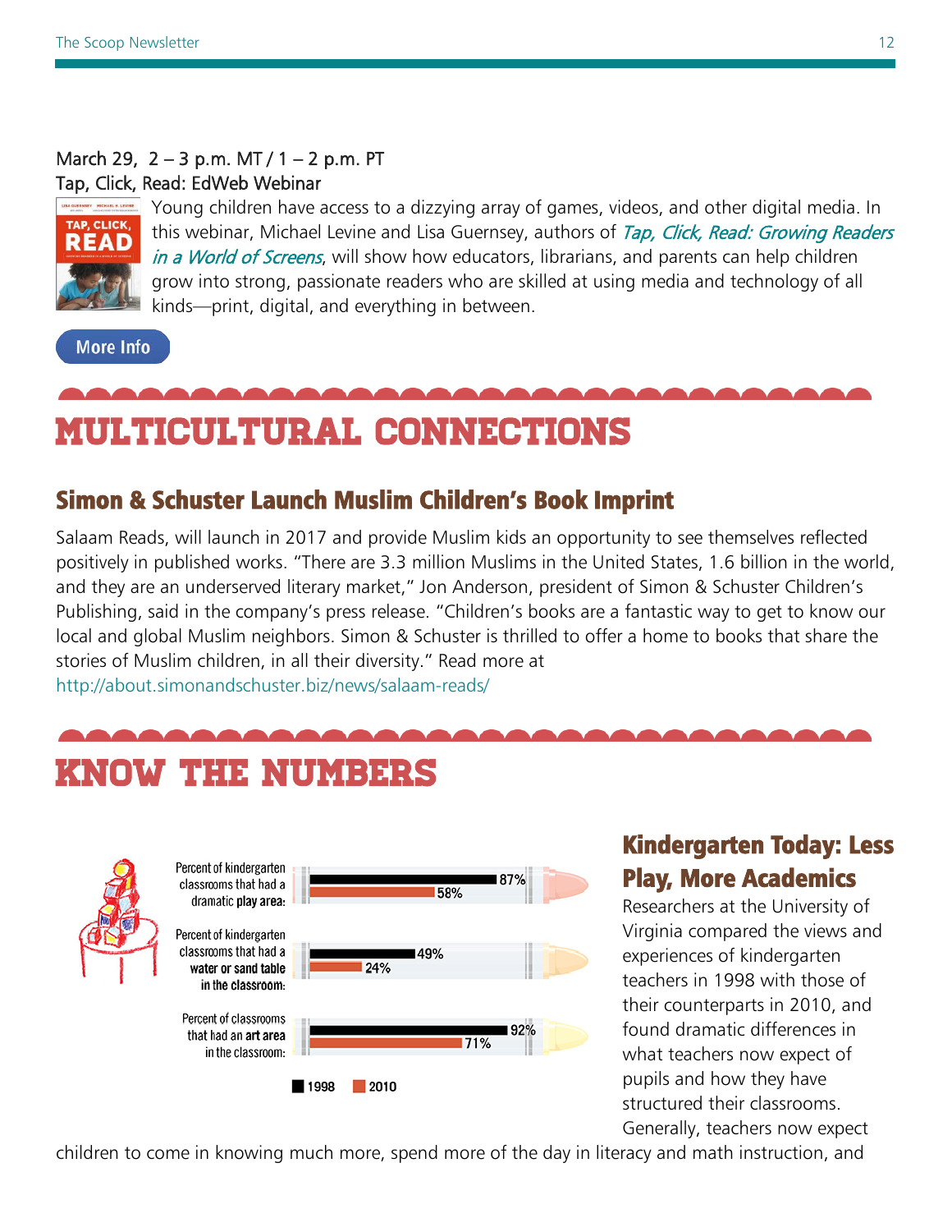March 29, 2 – 3 p.m. MT / 1 – 2 p.m. PT
Tap, Click, Read: EdWeb Webinar

Young children have access to a dizzying array of games, videos, and other digital media. In this webinar, Michael Levine and Lisa Guernsey, authors of *Tap, Click, Read: Growing Readers in a World of Screens*, will show how educators, librarians, and parents can help children grow into strong, passionate readers who are skilled at using media and technology of all kinds—print, digital, and everything in between.

More Info

# MULTICULTURAL CONNECTIONS

## Simon & Schuster Launch Muslim Children's Book Imprint

Salaam Reads, will launch in 2017 and provide Muslim kids an opportunity to see themselves reflected positively in published works. "There are 3.3 million Muslims in the United States, 1.6 billion in the world, and they are an underserved literary market," Jon Anderson, president of Simon & Schuster Children's Publishing, said in the company's press release. "Children's books are a fantastic way to get to know our local and global Muslim neighbors. Simon & Schuster is thrilled to offer a home to books that share the stories of Muslim children, in all their diversity." Read more at http://about.simonandschuster.biz/news/salaam-reads/

# KNOW THE NUMBERS

| | 1998 | 2010 |
|---|---|---|
| Percent of kindergarten classrooms that had a dramatic **play area**: | 87% | 58% |
| Percent of kindergarten classrooms that had a **water or sand table** in the classroom: | 49% | 24% |
| Percent of classrooms that had an **art area** in the classroom: | 92% | 71% |

## Kindergarten Today: Less Play, More Academics

Researchers at the University of Virginia compared the views and experiences of kindergarten teachers in 1998 with those of their counterparts in 2010, and found dramatic differences in what teachers now expect of pupils and how they have structured their classrooms. Generally, teachers now expect children to come in knowing much more, spend more of the day in literacy and math instruction, and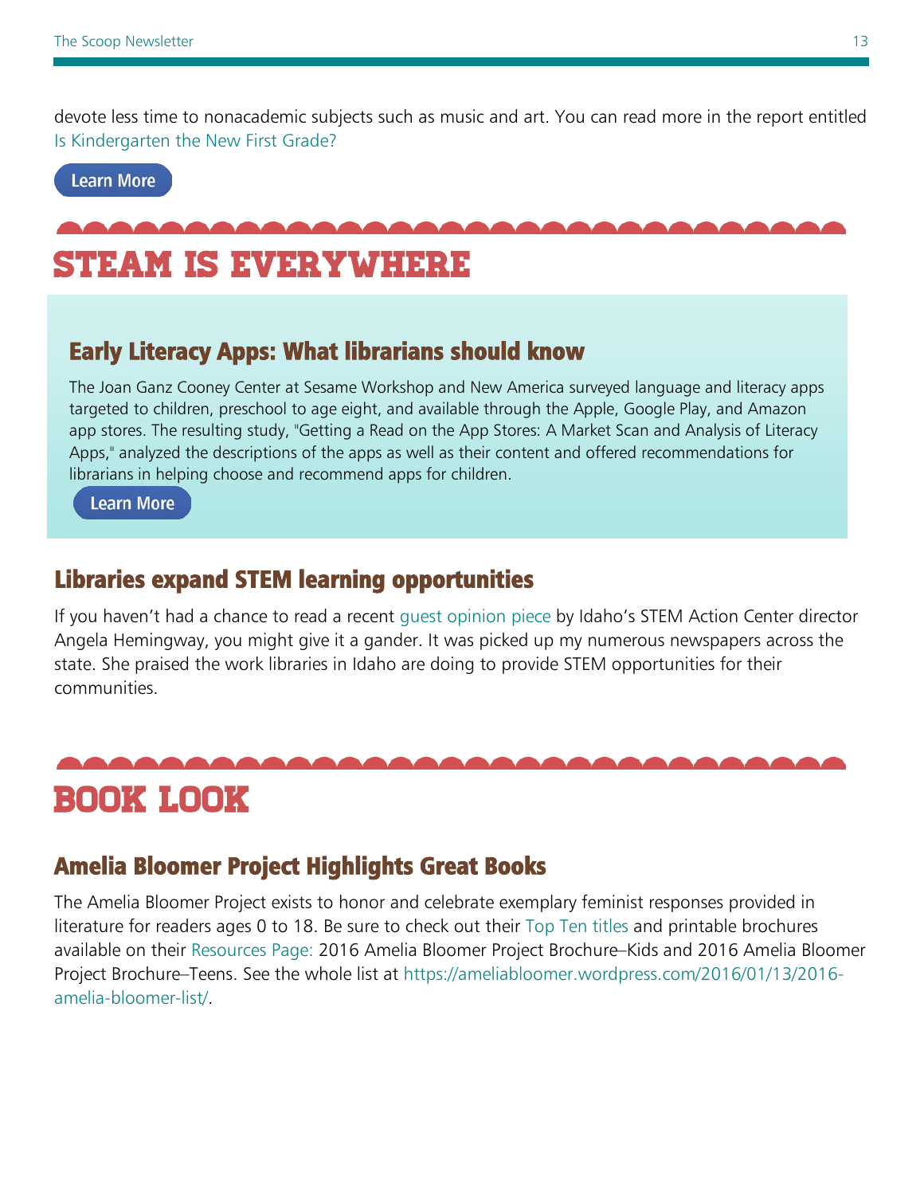devote less time to nonacademic subjects such as music and art. You can read more in the report entitled Is Kindergarten the New First Grade?

Learn More

# STEAM IS EVERYWHERE

## Early Literacy Apps: What librarians should know

The Joan Ganz Cooney Center at Sesame Workshop and New America surveyed language and literacy apps targeted to children, preschool to age eight, and available through the Apple, Google Play, and Amazon app stores. The resulting study, "Getting a Read on the App Stores: A Market Scan and Analysis of Literacy Apps," analyzed the descriptions of the apps as well as their content and offered recommendations for librarians in helping choose and recommend apps for children.

Learn More

## Libraries expand STEM learning opportunities

If you haven't had a chance to read a recent guest opinion piece by Idaho's STEM Action Center director Angela Hemingway, you might give it a gander. It was picked up my numerous newspapers across the state. She praised the work libraries in Idaho are doing to provide STEM opportunities for their communities.

# BOOK LOOK

## Amelia Bloomer Project Highlights Great Books

The Amelia Bloomer Project exists to honor and celebrate exemplary feminist responses provided in literature for readers ages 0 to 18. Be sure to check out their Top Ten titles and printable brochures available on their Resources Page: 2016 Amelia Bloomer Project Brochure–Kids and 2016 Amelia Bloomer Project Brochure–Teens. See the whole list at https://ameliabloomer.wordpress.com/2016/01/13/2016-amelia-bloomer-list/.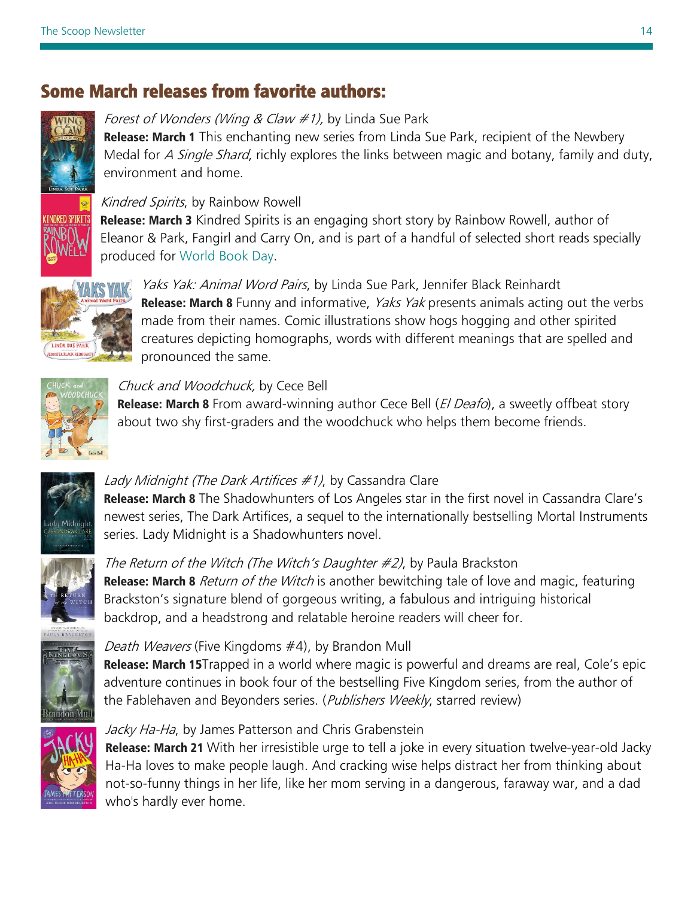## Some March releases from favorite authors:

*Forest of Wonders (Wing & Claw #1),* by Linda Sue Park
**Release: March 1** This enchanting new series from Linda Sue Park, recipient of the Newbery Medal for *A Single Shard*, richly explores the links between magic and botany, family and duty, environment and home.

*Kindred Spirits*, by Rainbow Rowell
**Release: March 3** Kindred Spirits is an engaging short story by Rainbow Rowell, author of Eleanor & Park, Fangirl and Carry On, and is part of a handful of selected short reads specially produced for World Book Day.

*Yaks Yak: Animal Word Pairs*, by Linda Sue Park, Jennifer Black Reinhardt
**Release: March 8** Funny and informative, *Yaks Yak* presents animals acting out the verbs made from their names. Comic illustrations show hogs hogging and other spirited creatures depicting homographs, words with different meanings that are spelled and pronounced the same.

*Chuck and Woodchuck,* by Cece Bell
**Release: March 8** From award-winning author Cece Bell (*El Deafo*), a sweetly offbeat story about two shy first-graders and the woodchuck who helps them become friends.

*Lady Midnight (The Dark Artifices #1)*, by Cassandra Clare
**Release: March 8** The Shadowhunters of Los Angeles star in the first novel in Cassandra Clare's newest series, The Dark Artifices, a sequel to the internationally bestselling Mortal Instruments series. Lady Midnight is a Shadowhunters novel.

*The Return of the Witch (The Witch's Daughter #2)*, by Paula Brackston
**Release: March 8** *Return of the Witch* is another bewitching tale of love and magic, featuring Brackston's signature blend of gorgeous writing, a fabulous and intriguing historical backdrop, and a headstrong and relatable heroine readers will cheer for.

*Death Weavers* (Five Kingdoms #4), by Brandon Mull
**Release: March 15**Trapped in a world where magic is powerful and dreams are real, Cole's epic adventure continues in book four of the bestselling Five Kingdom series, from the author of the Fablehaven and Beyonders series. (*Publishers Weekly*, starred review)

*Jacky Ha-Ha*, by James Patterson and Chris Grabenstein
**Release: March 21** With her irresistible urge to tell a joke in every situation twelve-year-old Jacky Ha-Ha loves to make people laugh. And cracking wise helps distract her from thinking about not-so-funny things in her life, like her mom serving in a dangerous, faraway war, and a dad who's hardly ever home.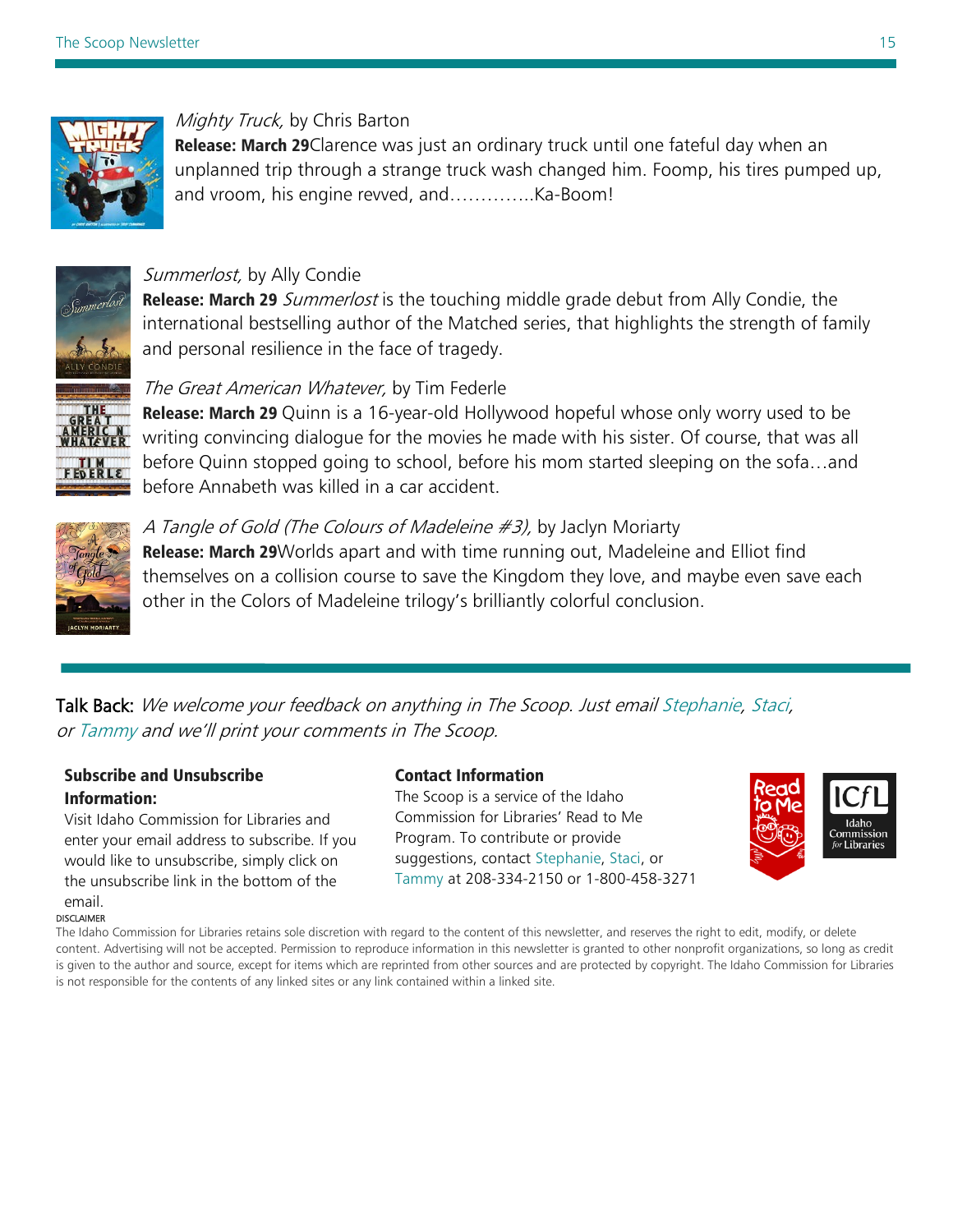*Mighty Truck,* by Chris Barton

**Release: March 29**Clarence was just an ordinary truck until one fateful day when an unplanned trip through a strange truck wash changed him. Foomp, his tires pumped up, and vroom, his engine revved, and…………..Ka-Boom!

*Summerlost,* by Ally Condie

**Release: March 29** *Summerlost* is the touching middle grade debut from Ally Condie, the international bestselling author of the Matched series, that highlights the strength of family and personal resilience in the face of tragedy.

*The Great American Whatever,* by Tim Federle

**Release: March 29** Quinn is a 16-year-old Hollywood hopeful whose only worry used to be writing convincing dialogue for the movies he made with his sister. Of course, that was all before Quinn stopped going to school, before his mom started sleeping on the sofa…and before Annabeth was killed in a car accident.

*A Tangle of Gold (The Colours of Madeleine #3),* by Jaclyn Moriarty

**Release: March 29**Worlds apart and with time running out, Madeleine and Elliot find themselves on a collision course to save the Kingdom they love, and maybe even save each other in the Colors of Madeleine trilogy's brilliantly colorful conclusion.

---

Talk Back: *We welcome your feedback on anything in The Scoop. Just email Stephanie, Staci, or Tammy and we'll print your comments in The Scoop.*

**Subscribe and Unsubscribe Information:**

Visit Idaho Commission for Libraries and enter your email address to subscribe. If you would like to unsubscribe, simply click on the unsubscribe link in the bottom of the email.

**Contact Information**

The Scoop is a service of the Idaho Commission for Libraries' Read to Me Program. To contribute or provide suggestions, contact Stephanie, Staci, or Tammy at 208-334-2150 or 1-800-458-3271

DISCLAIMER

The Idaho Commission for Libraries retains sole discretion with regard to the content of this newsletter, and reserves the right to edit, modify, or delete content. Advertising will not be accepted. Permission to reproduce information in this newsletter is granted to other nonprofit organizations, so long as credit is given to the author and source, except for items which are reprinted from other sources and are protected by copyright. The Idaho Commission for Libraries is not responsible for the contents of any linked sites or any link contained within a linked site.